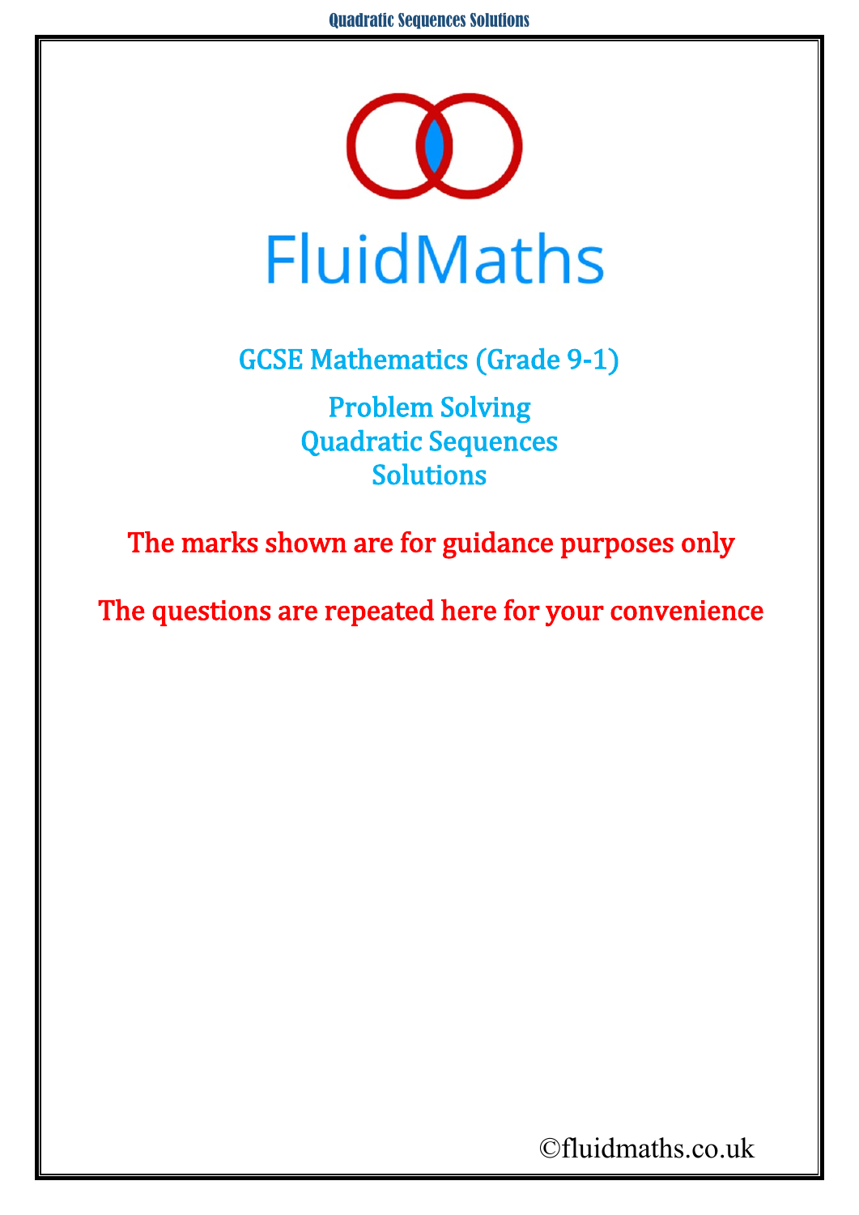# FluidMaths

GCSE Mathematics (Grade 9-1)

Problem Solving
Quadratic Sequences
Solutions

**The marks shown are for guidance purposes only**

**The questions are repeated here for your convenience**

©fluidmaths.co.uk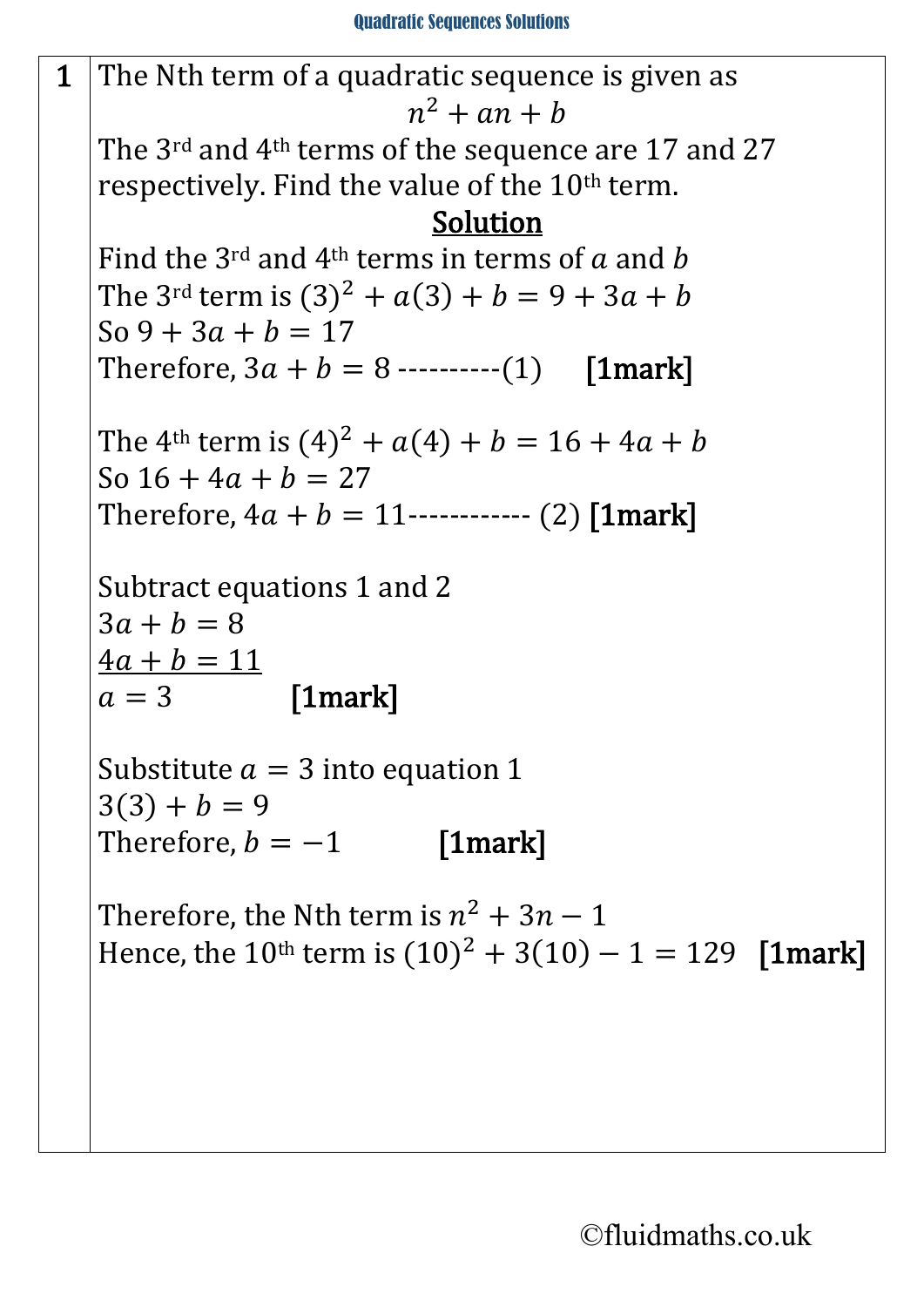**1**

The Nth term of a quadratic sequence is given as

$$n^2 + an + b$$

The 3rd and 4th terms of the sequence are 17 and 27 respectively. Find the value of the 10th term.

**Solution**

Find the 3rd and 4th terms in terms of $a$ and $b$

The 3rd term is $(3)^2 + a(3) + b = 9 + 3a + b$

So $9 + 3a + b = 17$

Therefore, $3a + b = 8$ ----------(1) **[1mark]**

The 4th term is $(4)^2 + a(4) + b = 16 + 4a + b$

So $16 + 4a + b = 27$

Therefore, $4a + b = 11$------------ (2) **[1mark]**

Subtract equations 1 and 2

$3a + b = 8$

$\underline{4a + b = 11}$

$a = 3$ **[1mark]**

Substitute $a = 3$ into equation 1

$3(3) + b = 9$

Therefore, $b = -1$ **[1mark]**

Therefore, the Nth term is $n^2 + 3n - 1$

Hence, the 10th term is $(10)^2 + 3(10) - 1 = 129$ **[1mark]**

©fluidmaths.co.uk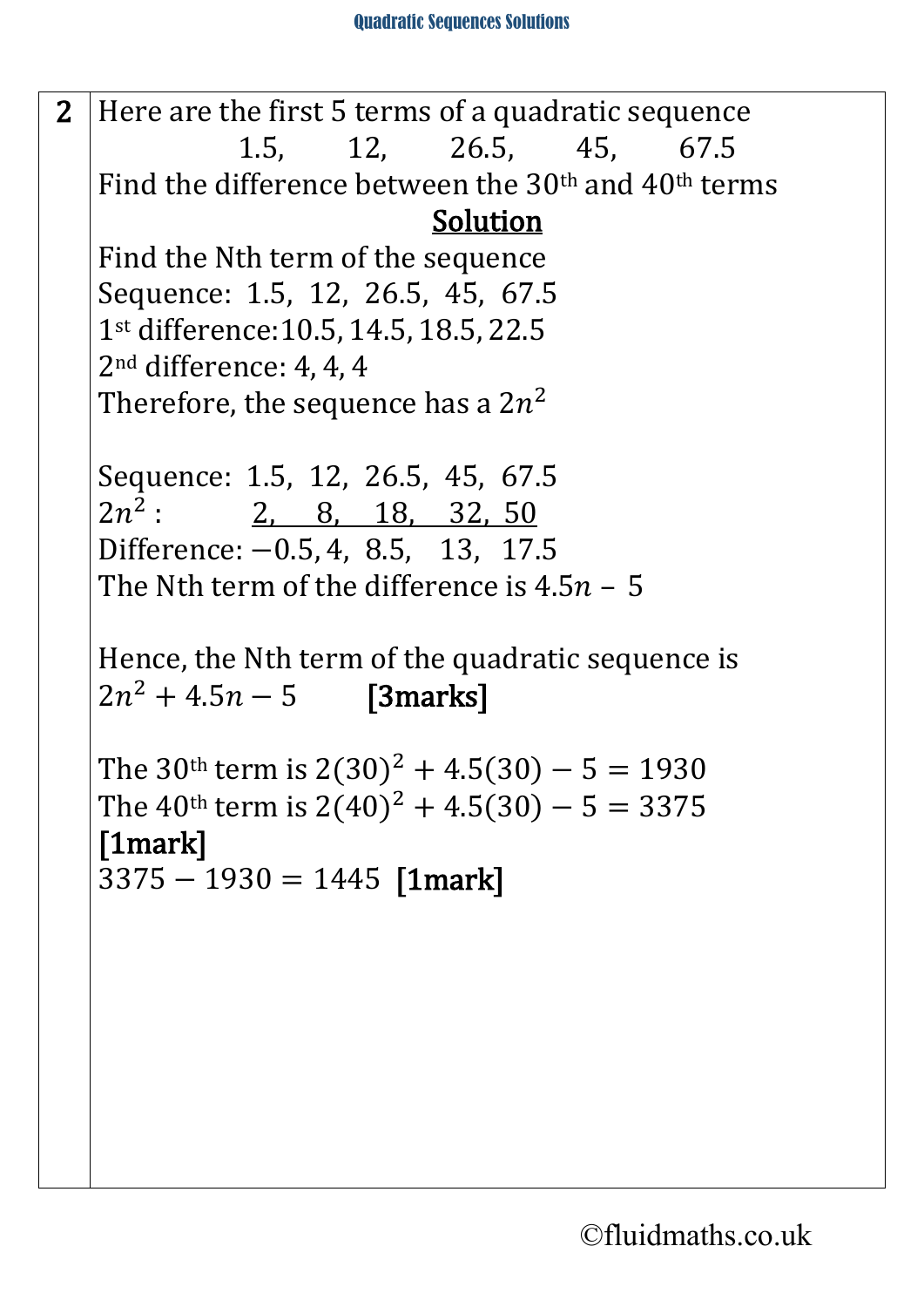**2**

Here are the first 5 terms of a quadratic sequence

1.5, 12, 26.5, 45, 67.5

Find the difference between the 30th and 40th terms

**Solution**

Find the Nth term of the sequence

Sequence: 1.5, 12, 26.5, 45, 67.5

1st difference: 10.5, 14.5, 18.5, 22.5

2nd difference: 4, 4, 4

Therefore, the sequence has a $2n^2$

Sequence: 1.5, 12, 26.5, 45, 67.5

$2n^2$ : 2, 8, 18, 32, 50

Difference: $-0.5$, 4, 8.5, 13, 17.5

The Nth term of the difference is $4.5n - 5$

Hence, the Nth term of the quadratic sequence is

$2n^2 + 4.5n - 5$ **[3marks]**

The 30th term is $2(30)^2 + 4.5(30) - 5 = 1930$

The 40th term is $2(40)^2 + 4.5(30) - 5 = 3375$

**[1mark]**

$3375 - 1930 = 1445$ **[1mark]**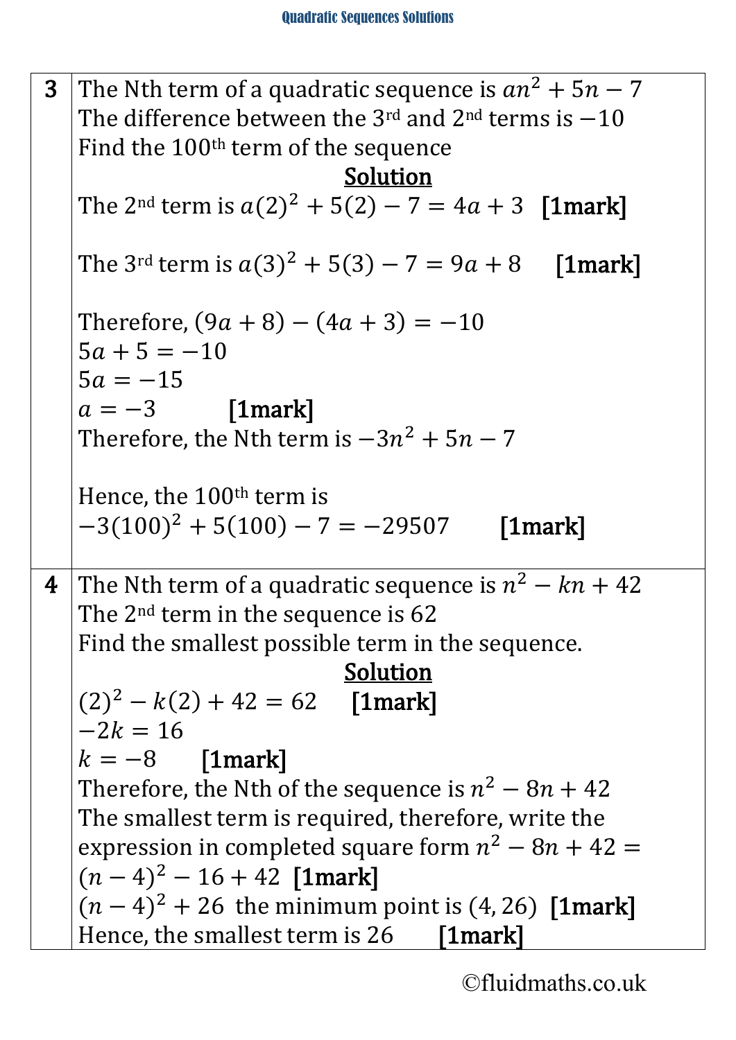| | |
|---|---|
| **3** | The Nth term of a quadratic sequence is $an^2 + 5n - 7$<br>The difference between the 3[rd] and 2[nd] terms is $-10$<br>Find the 100[th] term of the sequence<br>**Solution**<br>The 2[nd] term is $a(2)^2 + 5(2) - 7 = 4a + 3$ **[1mark]**<br><br>The 3[rd] term is $a(3)^2 + 5(3) - 7 = 9a + 8$ **[1mark]**<br><br>Therefore, $(9a + 8) - (4a + 3) = -10$<br>$5a + 5 = -10$<br>$5a = -15$<br>$a = -3$ **[1mark]**<br>Therefore, the Nth term is $-3n^2 + 5n - 7$<br><br>Hence, the 100[th] term is<br>$-3(100)^2 + 5(100) - 7 = -29507$ **[1mark]** |
| **4** | The Nth term of a quadratic sequence is $n^2 - kn + 42$<br>The 2[nd] term in the sequence is 62<br>Find the smallest possible term in the sequence.<br>**Solution**<br>$(2)^2 - k(2) + 42 = 62$ **[1mark]**<br>$-2k = 16$<br>$k = -8$ **[1mark]**<br>Therefore, the Nth of the sequence is $n^2 - 8n + 42$<br>The smallest term is required, therefore, write the expression in completed square form $n^2 - 8n + 42 = (n - 4)^2 - 16 + 42$ **[1mark]**<br>$(n - 4)^2 + 26$ the minimum point is $(4, 26)$ **[1mark]**<br>Hence, the smallest term is 26 **[1mark]** |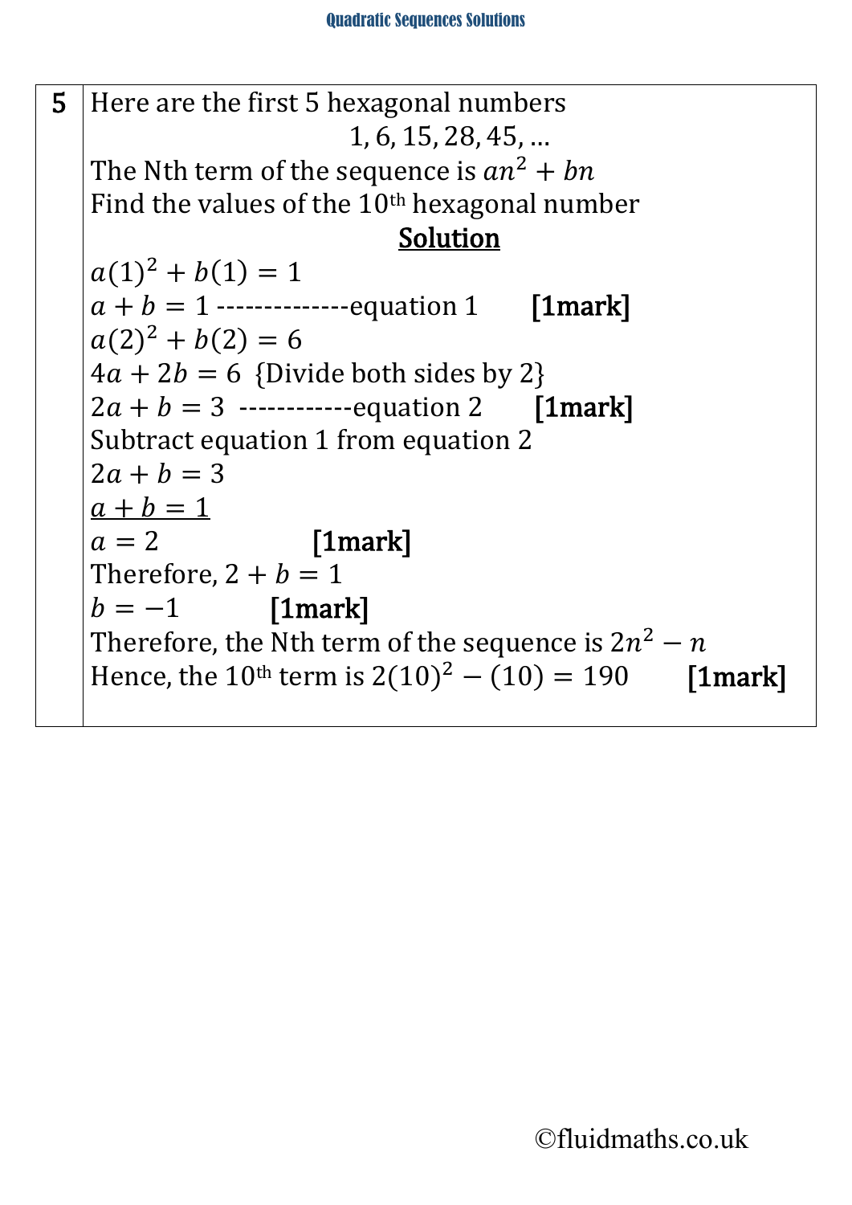**5**

Here are the first 5 hexagonal numbers

$$1, 6, 15, 28, 45, \ldots$$

The Nth term of the sequence is $an^2 + bn$

Find the values of the 10th hexagonal number

**Solution**

$a(1)^2 + b(1) = 1$

$a + b = 1$ --------------equation 1 **[1mark]**

$a(2)^2 + b(2) = 6$

$4a + 2b = 6$ {Divide both sides by 2}

$2a + b = 3$ ------------equation 2 **[1mark]**

Subtract equation 1 from equation 2

$2a + b = 3$

$\underline{a + b = 1}$

$a = 2$ **[1mark]**

Therefore, $2 + b = 1$

$b = -1$ **[1mark]**

Therefore, the Nth term of the sequence is $2n^2 - n$

Hence, the 10th term is $2(10)^2 - (10) = 190$ **[1mark]**

©fluidmaths.co.uk